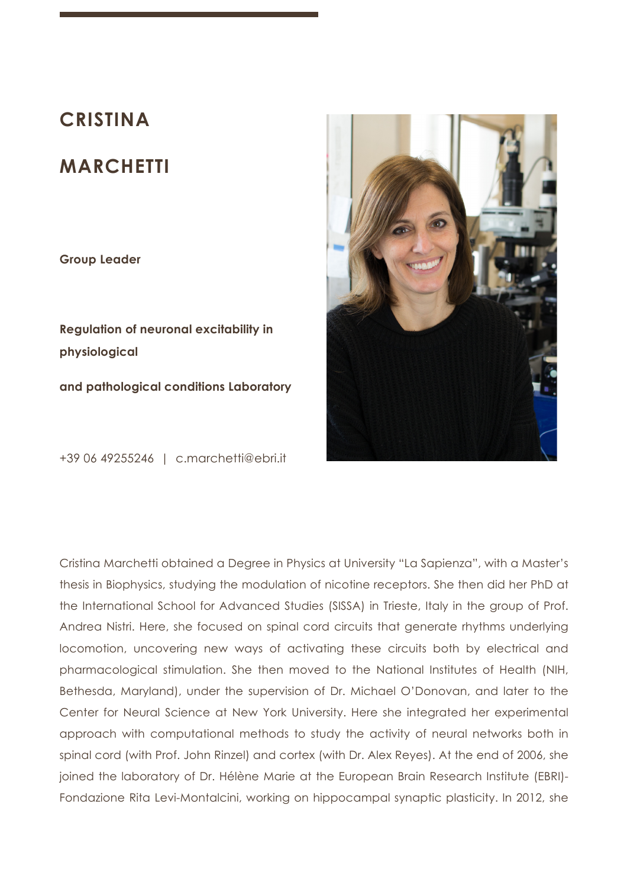# CRISTINA MARCHETTI

**Group Leader**

**Regulation of neuronal excitability in physiological and pathological conditions Laboratory**

+39 06 49255246 | c.marchetti@ebri.it

Cristina Marchetti obtained a Degree in Physics at University "La Sapienza", with a Master's thesis in Biophysics, studying the modulation of nicotine receptors. She then did her PhD at the International School for Advanced Studies (SISSA) in Trieste, Italy in the group of Prof. Andrea Nistri. Here, she focused on spinal cord circuits that generate rhythms underlying locomotion, uncovering new ways of activating these circuits both by electrical and pharmacological stimulation. She then moved to the National Institutes of Health (NIH, Bethesda, Maryland), under the supervision of Dr. Michael O'Donovan, and later to the Center for Neural Science at New York University. Here she integrated her experimental approach with computational methods to study the activity of neural networks both in spinal cord (with Prof. John Rinzel) and cortex (with Dr. Alex Reyes). At the end of 2006, she joined the laboratory of Dr. Hélène Marie at the European Brain Research Institute (EBRI)-Fondazione Rita Levi-Montalcini, working on hippocampal synaptic plasticity. In 2012, she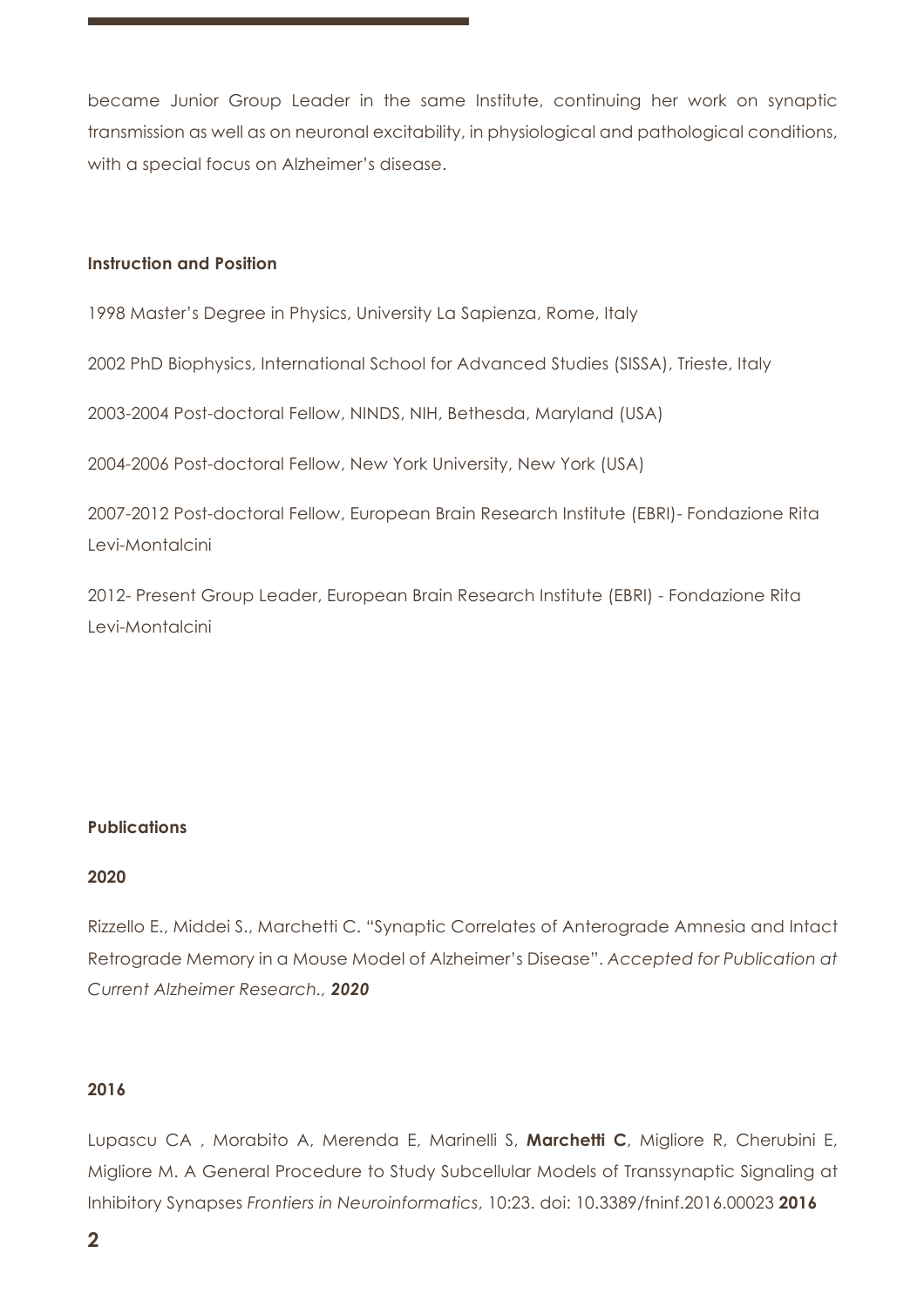became Junior Group Leader in the same Institute, continuing her work on synaptic transmission as well as on neuronal excitability, in physiological and pathological conditions, with a special focus on Alzheimer's disease.

**Instruction and Position**

1998 Master's Degree in Physics, University La Sapienza, Rome, Italy

2002 PhD Biophysics, International School for Advanced Studies (SISSA), Trieste, Italy

2003-2004 Post-doctoral Fellow, NINDS, NIH, Bethesda, Maryland (USA)

2004-2006 Post-doctoral Fellow, New York University, New York (USA)

2007-2012 Post-doctoral Fellow, European Brain Research Institute (EBRI)- Fondazione Rita Levi-Montalcini

2012- Present Group Leader, European Brain Research Institute (EBRI) - Fondazione Rita Levi-Montalcini

**Publications**

**2020**

Rizzello E., Middei S., Marchetti C. "Synaptic Correlates of Anterograde Amnesia and Intact Retrograde Memory in a Mouse Model of Alzheimer's Disease". *Accepted for Publication at Current Alzheimer Research., **2020***

**2016**

Lupascu CA , Morabito A, Merenda E, Marinelli S, **Marchetti C**, Migliore R, Cherubini E, Migliore M. A General Procedure to Study Subcellular Models of Transsynaptic Signaling at Inhibitory Synapses *Frontiers in Neuroinformatics*, 10:23. doi: 10.3389/fninf.2016.00023 **2016**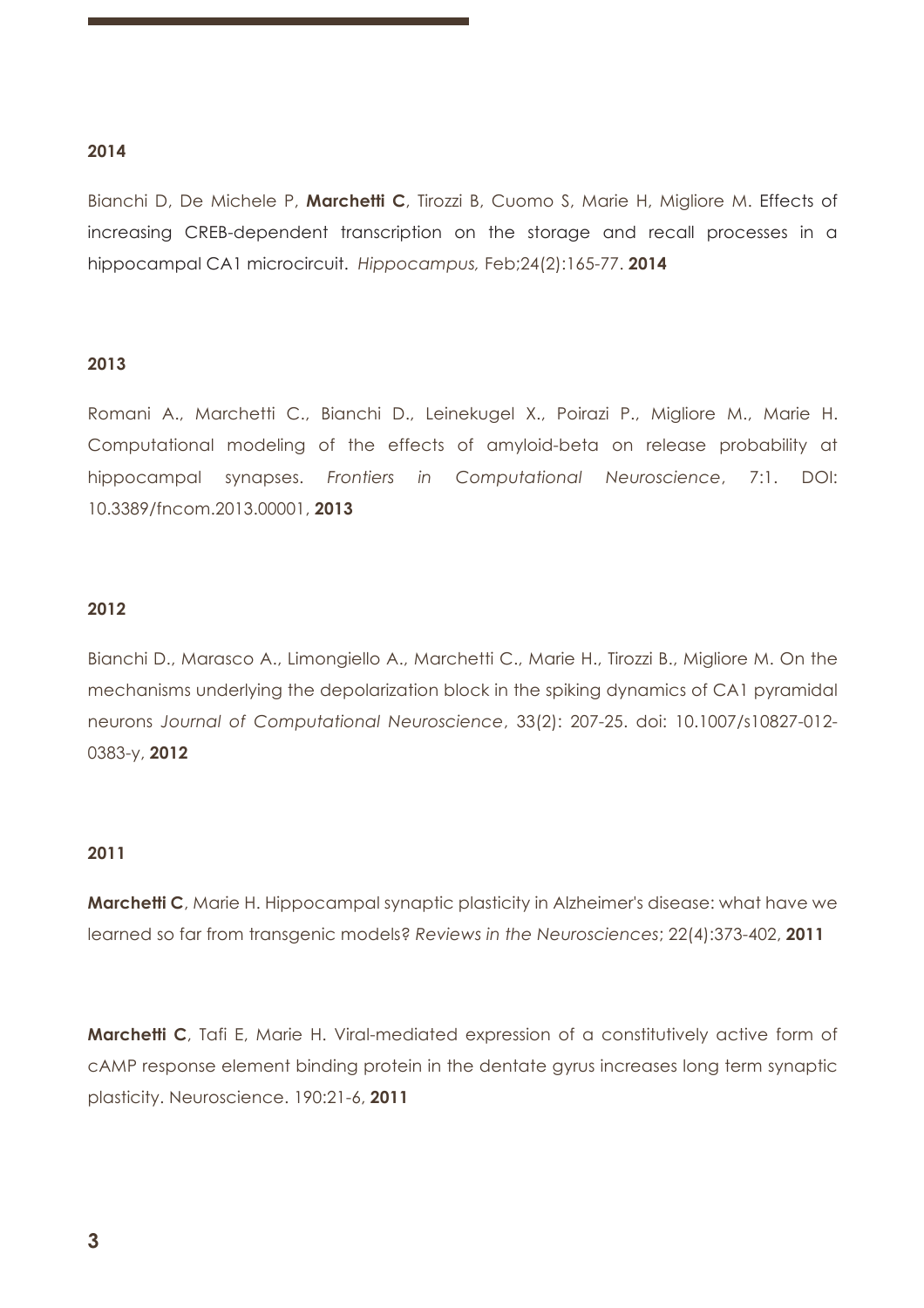**2014**

Bianchi D, De Michele P, **Marchetti C**, Tirozzi B, Cuomo S, Marie H, Migliore M. Effects of increasing CREB-dependent transcription on the storage and recall processes in a hippocampal CA1 microcircuit. *Hippocampus,* Feb;24(2):165-77. **2014**

**2013**

Romani A., Marchetti C., Bianchi D., Leinekugel X., Poirazi P., Migliore M., Marie H. Computational modeling of the effects of amyloid-beta on release probability at hippocampal synapses. *Frontiers in Computational Neuroscience*, 7:1. DOI: 10.3389/fncom.2013.00001, **2013**

**2012**

Bianchi D., Marasco A., Limongiello A., Marchetti C., Marie H., Tirozzi B., Migliore M. On the mechanisms underlying the depolarization block in the spiking dynamics of CA1 pyramidal neurons *Journal of Computational Neuroscience*, 33(2): 207-25. doi: 10.1007/s10827-012-0383-y, **2012**

**2011**

**Marchetti C**, Marie H. Hippocampal synaptic plasticity in Alzheimer's disease: what have we learned so far from transgenic models? *Reviews in the Neurosciences*; 22(4):373-402, **2011**

**Marchetti C**, Tafi E, Marie H. Viral-mediated expression of a constitutively active form of cAMP response element binding protein in the dentate gyrus increases long term synaptic plasticity. Neuroscience. 190:21-6, **2011**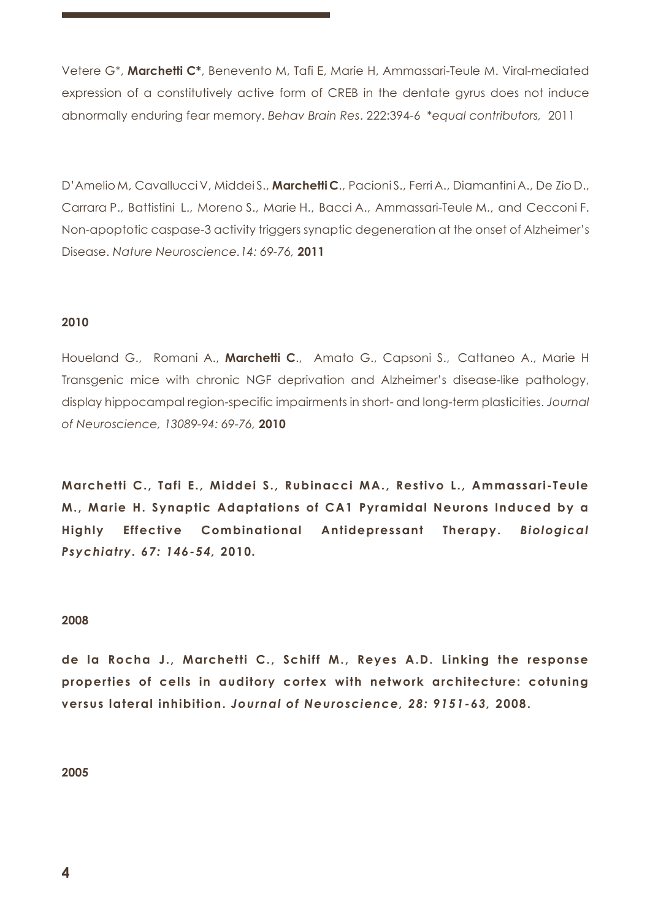Vetere G*, **Marchetti C***, Benevento M, Tafi E, Marie H, Ammassari-Teule M. Viral-mediated expression of a constitutively active form of CREB in the dentate gyrus does not induce abnormally enduring fear memory. *Behav Brain Res*. 222:394-6 *\*equal contributors,* 2011

D'Amelio M, Cavallucci V, Middei S., **Marchetti C**., Pacioni S., Ferri A., Diamantini A., De Zio D., Carrara P., Battistini L., Moreno S., Marie H., Bacci A., Ammassari-Teule M., and Cecconi F. Non-apoptotic caspase-3 activity triggers synaptic degeneration at the onset of Alzheimer's Disease. *Nature Neuroscience.14: 69-76,* **2011**

**2010**

Houeland G., Romani A., **Marchetti C**., Amato G., Capsoni S., Cattaneo A., Marie H Transgenic mice with chronic NGF deprivation and Alzheimer's disease-like pathology, display hippocampal region-specific impairments in short- and long-term plasticities. *Journal of Neuroscience, 13089-94: 69-76,* **2010**

**Marchetti C., Tafi E., Middei S., Rubinacci MA., Restivo L., Ammassari-Teule M., Marie H. Synaptic Adaptations of CA1 Pyramidal Neurons Induced by a Highly Effective Combinational Antidepressant Therapy. *Biological Psychiatry. 67: 146-54,* 2010.**

**2008**

**de la Rocha J., Marchetti C., Schiff M., Reyes A.D. Linking the response properties of cells in auditory cortex with network architecture: cotuning versus lateral inhibition. *Journal of Neuroscience, 28: 9151-63,* 2008.**

**2005**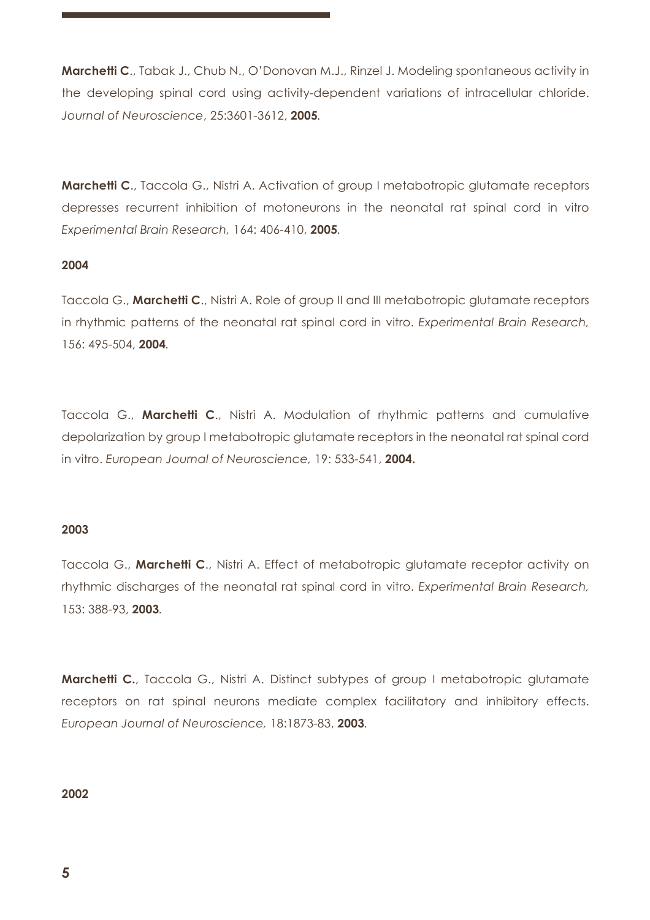**Marchetti C**., Tabak J., Chub N., O'Donovan M.J., Rinzel J. Modeling spontaneous activity in the developing spinal cord using activity-dependent variations of intracellular chloride. *Journal of Neuroscience*, 25:3601-3612, **2005**.

**Marchetti C**., Taccola G., Nistri A. Activation of group I metabotropic glutamate receptors depresses recurrent inhibition of motoneurons in the neonatal rat spinal cord in vitro *Experimental Brain Research,* 164: 406-410, **2005**.

**2004**

Taccola G., **Marchetti C**., Nistri A. Role of group II and III metabotropic glutamate receptors in rhythmic patterns of the neonatal rat spinal cord in vitro. *Experimental Brain Research,* 156: 495-504, **2004**.

Taccola G., **Marchetti C**., Nistri A. Modulation of rhythmic patterns and cumulative depolarization by group I metabotropic glutamate receptors in the neonatal rat spinal cord in vitro. *European Journal of Neuroscience,* 19: 533-541, **2004.**

**2003**

Taccola G., **Marchetti C**., Nistri A. Effect of metabotropic glutamate receptor activity on rhythmic discharges of the neonatal rat spinal cord in vitro. *Experimental Brain Research,* 153: 388-93, **2003**.

**Marchetti C.**, Taccola G., Nistri A. Distinct subtypes of group I metabotropic glutamate receptors on rat spinal neurons mediate complex facilitatory and inhibitory effects. *European Journal of Neuroscience,* 18:1873-83, **2003**.

**2002**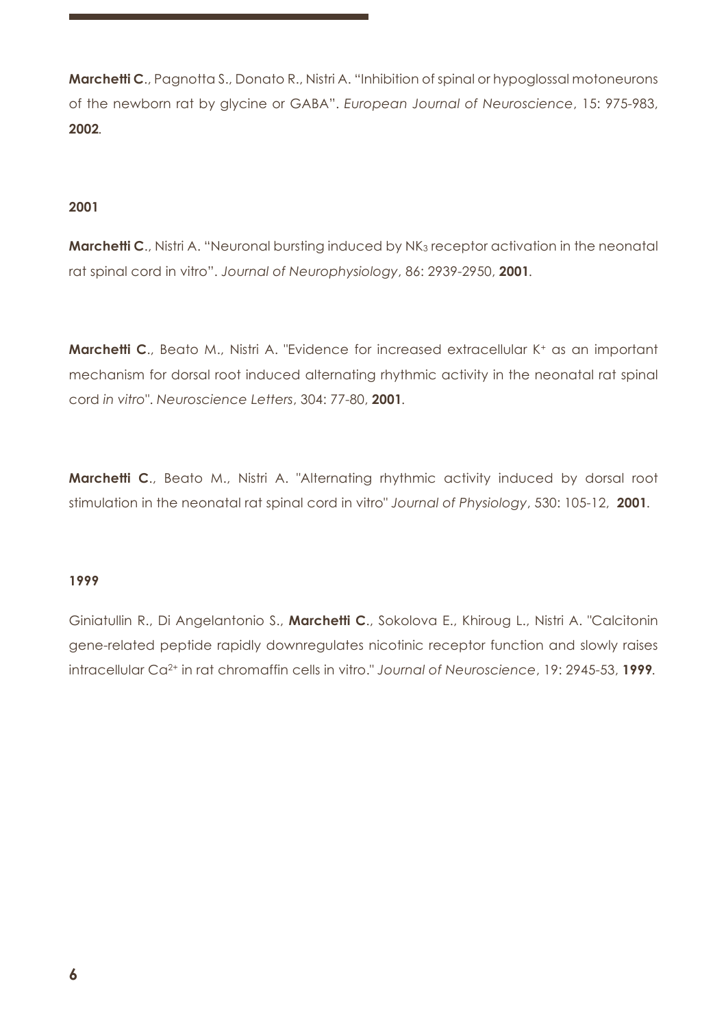**Marchetti C**., Pagnotta S., Donato R., Nistri A. "Inhibition of spinal or hypoglossal motoneurons of the newborn rat by glycine or GABA". *European Journal of Neuroscience*, 15: 975-983, **2002**.

**2001**

**Marchetti C**., Nistri A. "Neuronal bursting induced by $NK_3$ receptor activation in the neonatal rat spinal cord in vitro". *Journal of Neurophysiology*, 86: 2939-2950, **2001**.

**Marchetti C**., Beato M., Nistri A. "Evidence for increased extracellular $K^+$ as an important mechanism for dorsal root induced alternating rhythmic activity in the neonatal rat spinal cord *in vitro*". *Neuroscience Letters*, 304: 77-80, **2001**.

**Marchetti C**., Beato M., Nistri A. "Alternating rhythmic activity induced by dorsal root stimulation in the neonatal rat spinal cord in vitro" *Journal of Physiology*, 530: 105-12, **2001**.

**1999**

Giniatullin R., Di Angelantonio S., **Marchetti C**., Sokolova E., Khiroug L., Nistri A. "Calcitonin gene-related peptide rapidly downregulates nicotinic receptor function and slowly raises intracellular $Ca^{2+}$ in rat chromaffin cells in vitro." *Journal of Neuroscience*, 19: 2945-53, **1999**.